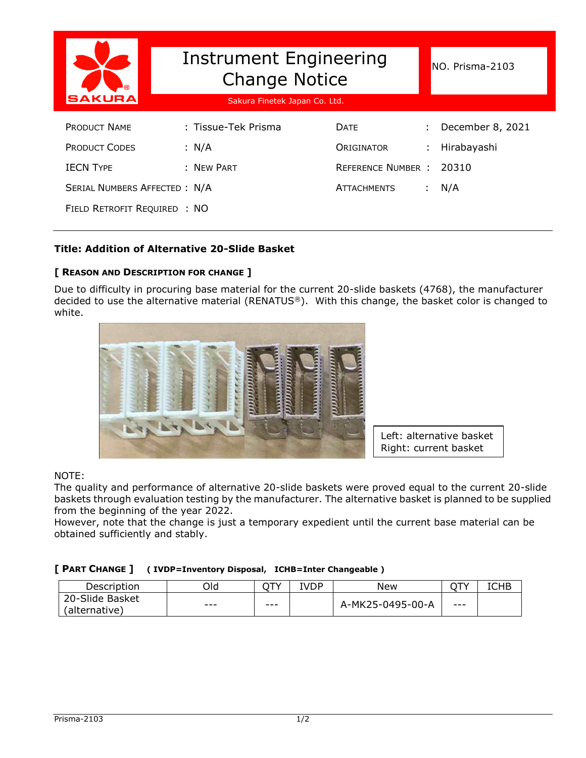# Instrument Engineering Change Notice

Sakura Finetek Japan Co. Ltd.

NO. Prisma-2103

| | | | |
|---|---|---|---|
| PRODUCT NAME | : Tissue-Tek Prisma | DATE | : December 8, 2021 |
| PRODUCT CODES | : N/A | ORIGINATOR | : Hirabayashi |
| IECN TYPE | : NEW PART | REFERENCE NUMBER | : 20310 |
| SERIAL NUMBERS AFFECTED | : N/A | ATTACHMENTS | : N/A |
| FIELD RETROFIT REQUIRED | : NO | | |

**Title: Addition of Alternative 20-Slide Basket**

**[ REASON AND DESCRIPTION FOR CHANGE ]**

Due to difficulty in procuring base material for the current 20-slide baskets (4768), the manufacturer decided to use the alternative material (RENATUS®). With this change, the basket color is changed to white.

Left: alternative basket
Right: current basket

NOTE:
The quality and performance of alternative 20-slide baskets were proved equal to the current 20-slide baskets through evaluation testing by the manufacturer. The alternative basket is planned to be supplied from the beginning of the year 2022.
However, note that the change is just a temporary expedient until the current base material can be obtained sufficiently and stably.

**[ PART CHANGE ]** **( IVDP=Inventory Disposal, ICHB=Inter Changeable )**

| Description | Old | QTY | IVDP | New | QTY | ICHB |
|---|---|---|---|---|---|---|
| 20-Slide Basket (alternative) | --- | --- | | A-MK25-0495-00-A | --- | |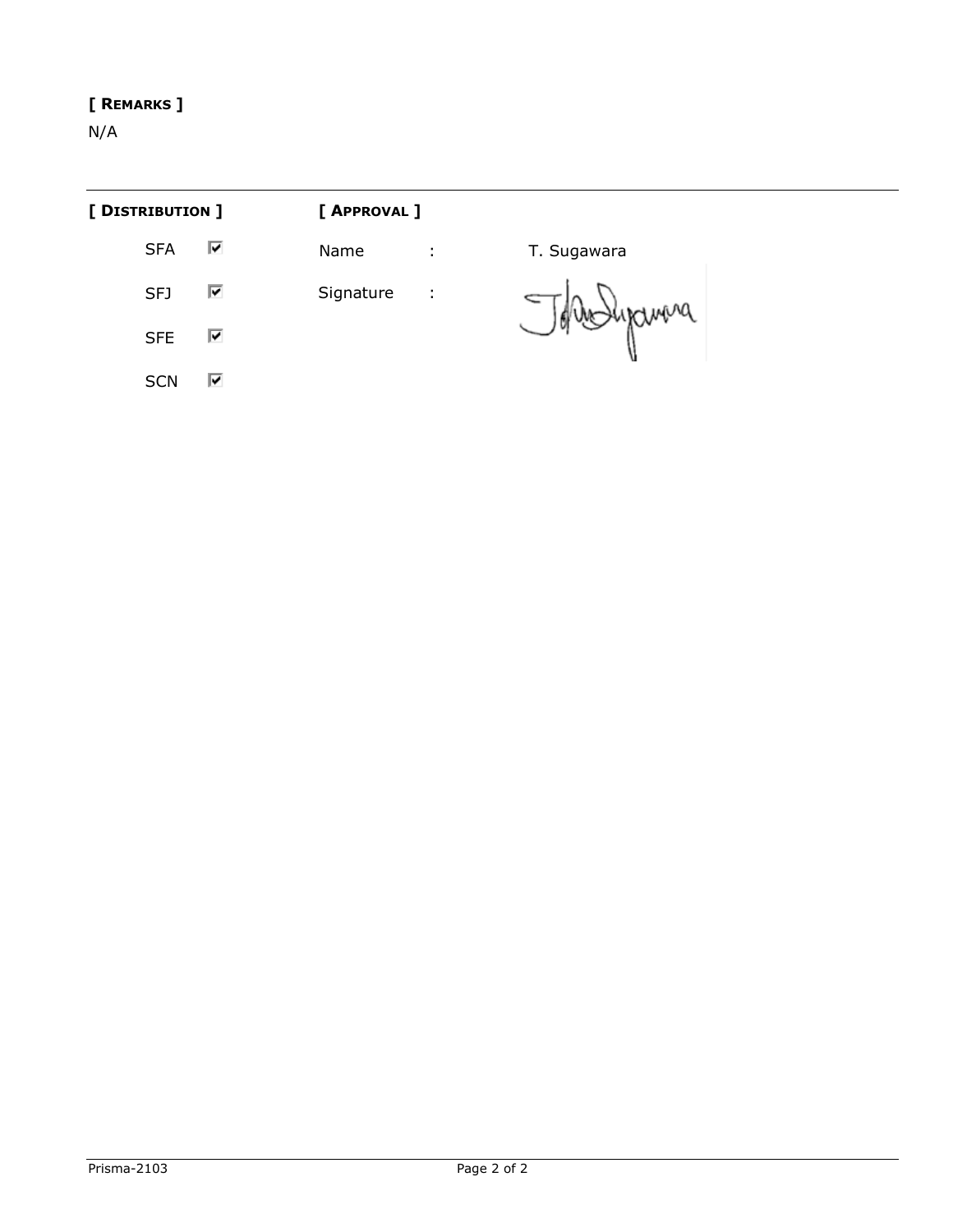**[ REMARKS ]**

N/A

---

**[ DISTRIBUTION ]**

- SFA ☑
- SFJ ☑
- SFE ☑
- SCN ☑

**[ APPROVAL ]**

Name : T. Sugawara

Signature :

Prisma-2103